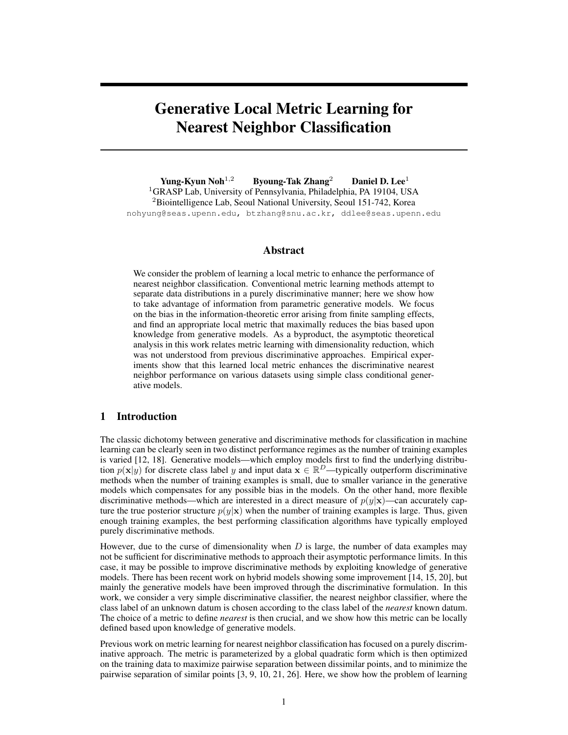# Generative Local Metric Learning for Nearest Neighbor Classification

**Yung-Kyun Noh**[1,2] **Byoung-Tak Zhang**[2] **Daniel D. Lee**[1]

[1]GRASP Lab, University of Pennsylvania, Philadelphia, PA 19104, USA

[2]Biointelligence Lab, Seoul National University, Seoul 151-742, Korea

nohyung@seas.upenn.edu, btzhang@snu.ac.kr, ddlee@seas.upenn.edu

## Abstract

We consider the problem of learning a local metric to enhance the performance of nearest neighbor classification. Conventional metric learning methods attempt to separate data distributions in a purely discriminative manner; here we show how to take advantage of information from parametric generative models. We focus on the bias in the information-theoretic error arising from finite sampling effects, and find an appropriate local metric that maximally reduces the bias based upon knowledge from generative models. As a byproduct, the asymptotic theoretical analysis in this work relates metric learning with dimensionality reduction, which was not understood from previous discriminative approaches. Empirical experiments show that this learned local metric enhances the discriminative nearest neighbor performance on various datasets using simple class conditional generative models.

## 1 Introduction

The classic dichotomy between generative and discriminative methods for classification in machine learning can be clearly seen in two distinct performance regimes as the number of training examples is varied [12, 18]. Generative models—which employ models first to find the underlying distribution $p(\mathbf{x}|y)$ for discrete class label $y$ and input data $\mathbf{x} \in \mathbb{R}^D$—typically outperform discriminative methods when the number of training examples is small, due to smaller variance in the generative models which compensates for any possible bias in the models. On the other hand, more flexible discriminative methods—which are interested in a direct measure of $p(y|\mathbf{x})$—can accurately capture the true posterior structure $p(y|\mathbf{x})$ when the number of training examples is large. Thus, given enough training examples, the best performing classification algorithms have typically employed purely discriminative methods.

However, due to the curse of dimensionality when $D$ is large, the number of data examples may not be sufficient for discriminative methods to approach their asymptotic performance limits. In this case, it may be possible to improve discriminative methods by exploiting knowledge of generative models. There has been recent work on hybrid models showing some improvement [14, 15, 20], but mainly the generative models have been improved through the discriminative formulation. In this work, we consider a very simple discriminative classifier, the nearest neighbor classifier, where the class label of an unknown datum is chosen according to the class label of the *nearest* known datum. The choice of a metric to define *nearest* is then crucial, and we show how this metric can be locally defined based upon knowledge of generative models.

Previous work on metric learning for nearest neighbor classification has focused on a purely discriminative approach. The metric is parameterized by a global quadratic form which is then optimized on the training data to maximize pairwise separation between dissimilar points, and to minimize the pairwise separation of similar points [3, 9, 10, 21, 26]. Here, we show how the problem of learning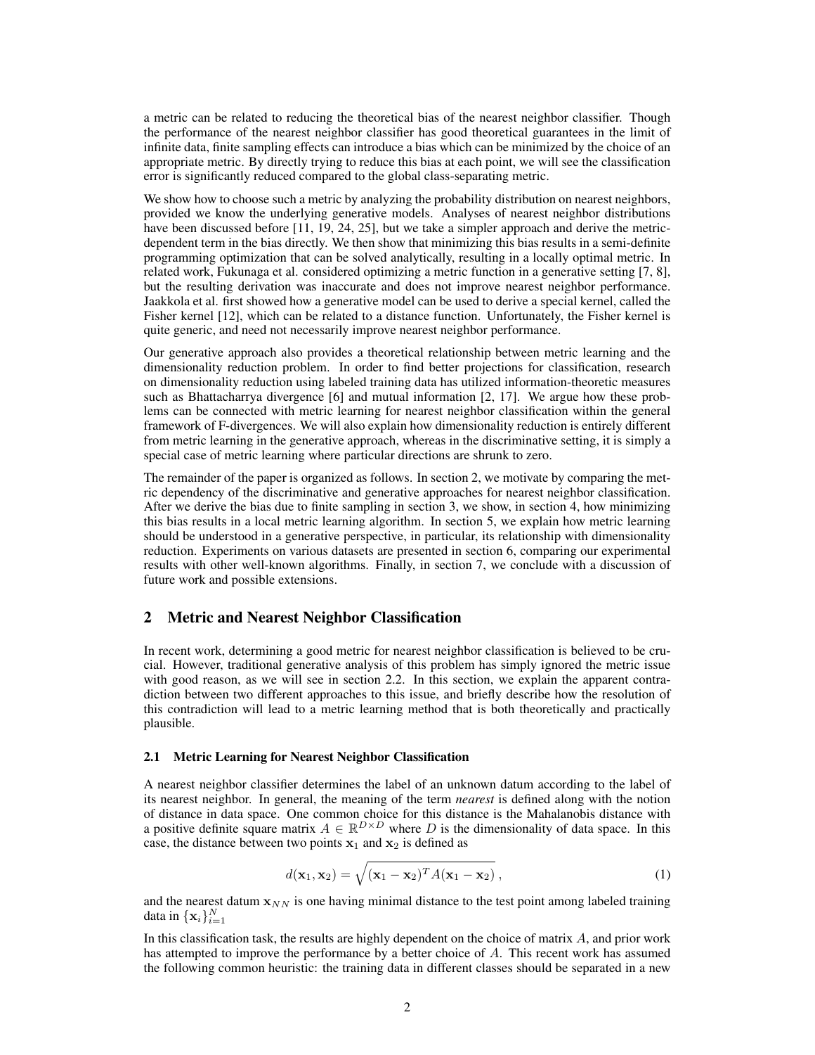a metric can be related to reducing the theoretical bias of the nearest neighbor classifier. Though the performance of the nearest neighbor classifier has good theoretical guarantees in the limit of infinite data, finite sampling effects can introduce a bias which can be minimized by the choice of an appropriate metric. By directly trying to reduce this bias at each point, we will see the classification error is significantly reduced compared to the global class-separating metric.

We show how to choose such a metric by analyzing the probability distribution on nearest neighbors, provided we know the underlying generative models. Analyses of nearest neighbor distributions have been discussed before [11, 19, 24, 25], but we take a simpler approach and derive the metric-dependent term in the bias directly. We then show that minimizing this bias results in a semi-definite programming optimization that can be solved analytically, resulting in a locally optimal metric. In related work, Fukunaga et al. considered optimizing a metric function in a generative setting [7, 8], but the resulting derivation was inaccurate and does not improve nearest neighbor performance. Jaakkola et al. first showed how a generative model can be used to derive a special kernel, called the Fisher kernel [12], which can be related to a distance function. Unfortunately, the Fisher kernel is quite generic, and need not necessarily improve nearest neighbor performance.

Our generative approach also provides a theoretical relationship between metric learning and the dimensionality reduction problem. In order to find better projections for classification, research on dimensionality reduction using labeled training data has utilized information-theoretic measures such as Bhattacharrya divergence [6] and mutual information [2, 17]. We argue how these problems can be connected with metric learning for nearest neighbor classification within the general framework of F-divergences. We will also explain how dimensionality reduction is entirely different from metric learning in the generative approach, whereas in the discriminative setting, it is simply a special case of metric learning where particular directions are shrunk to zero.

The remainder of the paper is organized as follows. In section 2, we motivate by comparing the metric dependency of the discriminative and generative approaches for nearest neighbor classification. After we derive the bias due to finite sampling in section 3, we show, in section 4, how minimizing this bias results in a local metric learning algorithm. In section 5, we explain how metric learning should be understood in a generative perspective, in particular, its relationship with dimensionality reduction. Experiments on various datasets are presented in section 6, comparing our experimental results with other well-known algorithms. Finally, in section 7, we conclude with a discussion of future work and possible extensions.

## 2 Metric and Nearest Neighbor Classification

In recent work, determining a good metric for nearest neighbor classification is believed to be crucial. However, traditional generative analysis of this problem has simply ignored the metric issue with good reason, as we will see in section 2.2. In this section, we explain the apparent contradiction between two different approaches to this issue, and briefly describe how the resolution of this contradiction will lead to a metric learning method that is both theoretically and practically plausible.

### 2.1 Metric Learning for Nearest Neighbor Classification

A nearest neighbor classifier determines the label of an unknown datum according to the label of its nearest neighbor. In general, the meaning of the term *nearest* is defined along with the notion of distance in data space. One common choice for this distance is the Mahalanobis distance with a positive definite square matrix $A \in \mathbb{R}^{D \times D}$ where $D$ is the dimensionality of data space. In this case, the distance between two points $\mathbf{x}_1$ and $\mathbf{x}_2$ is defined as

$$d(\mathbf{x}_1, \mathbf{x}_2) = \sqrt{(\mathbf{x}_1 - \mathbf{x}_2)^T A (\mathbf{x}_1 - \mathbf{x}_2)}\,, \tag{1}$$

and the nearest datum $\mathbf{x}_{NN}$ is one having minimal distance to the test point among labeled training data in $\{\mathbf{x}_i\}_{i=1}^N$

In this classification task, the results are highly dependent on the choice of matrix $A$, and prior work has attempted to improve the performance by a better choice of $A$. This recent work has assumed the following common heuristic: the training data in different classes should be separated in a new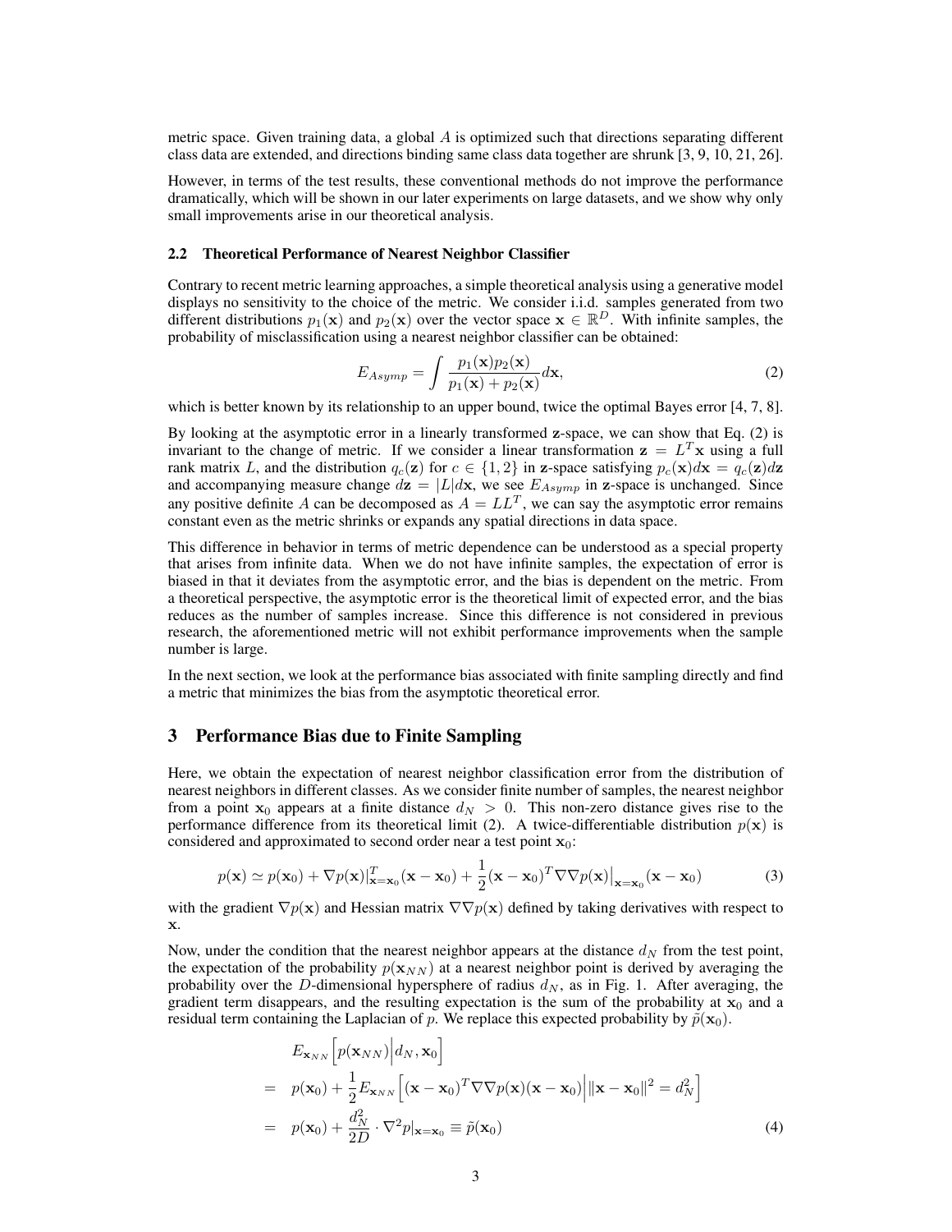metric space. Given training data, a global $A$ is optimized such that directions separating different class data are extended, and directions binding same class data together are shrunk [3, 9, 10, 21, 26].

However, in terms of the test results, these conventional methods do not improve the performance dramatically, which will be shown in our later experiments on large datasets, and we show why only small improvements arise in our theoretical analysis.

### 2.2 Theoretical Performance of Nearest Neighbor Classifier

Contrary to recent metric learning approaches, a simple theoretical analysis using a generative model displays no sensitivity to the choice of the metric. We consider i.i.d. samples generated from two different distributions $p_1(\mathbf{x})$ and $p_2(\mathbf{x})$ over the vector space $\mathbf{x} \in \mathbb{R}^D$. With infinite samples, the probability of misclassification using a nearest neighbor classifier can be obtained:

$$E_{Asymp} = \int \frac{p_1(\mathbf{x})p_2(\mathbf{x})}{p_1(\mathbf{x}) + p_2(\mathbf{x})} d\mathbf{x}, \tag{2}$$

which is better known by its relationship to an upper bound, twice the optimal Bayes error [4, 7, 8].

By looking at the asymptotic error in a linearly transformed $\mathbf{z}$-space, we can show that Eq. (2) is invariant to the change of metric. If we consider a linear transformation $\mathbf{z} = L^T\mathbf{x}$ using a full rank matrix $L$, and the distribution $q_c(\mathbf{z})$ for $c \in \{1, 2\}$ in $\mathbf{z}$-space satisfying $p_c(\mathbf{x})d\mathbf{x} = q_c(\mathbf{z})d\mathbf{z}$ and accompanying measure change $d\mathbf{z} = |L|d\mathbf{x}$, we see $E_{Asymp}$ in $\mathbf{z}$-space is unchanged. Since any positive definite $A$ can be decomposed as $A = LL^T$, we can say the asymptotic error remains constant even as the metric shrinks or expands any spatial directions in data space.

This difference in behavior in terms of metric dependence can be understood as a special property that arises from infinite data. When we do not have infinite samples, the expectation of error is biased in that it deviates from the asymptotic error, and the bias is dependent on the metric. From a theoretical perspective, the asymptotic error is the theoretical limit of expected error, and the bias reduces as the number of samples increase. Since this difference is not considered in previous research, the aforementioned metric will not exhibit performance improvements when the sample number is large.

In the next section, we look at the performance bias associated with finite sampling directly and find a metric that minimizes the bias from the asymptotic theoretical error.

## 3 Performance Bias due to Finite Sampling

Here, we obtain the expectation of nearest neighbor classification error from the distribution of nearest neighbors in different classes. As we consider finite number of samples, the nearest neighbor from a point $\mathbf{x}_0$ appears at a finite distance $d_N > 0$. This non-zero distance gives rise to the performance difference from its theoretical limit (2). A twice-differentiable distribution $p(\mathbf{x})$ is considered and approximated to second order near a test point $\mathbf{x}_0$:

$$p(\mathbf{x}) \simeq p(\mathbf{x}_0) + \nabla p(\mathbf{x})\big|_{\mathbf{x}=\mathbf{x}_0}^T (\mathbf{x} - \mathbf{x}_0) + \frac{1}{2}(\mathbf{x} - \mathbf{x}_0)^T \nabla\nabla p(\mathbf{x})\big|_{\mathbf{x}=\mathbf{x}_0} (\mathbf{x} - \mathbf{x}_0) \tag{3}$$

with the gradient $\nabla p(\mathbf{x})$ and Hessian matrix $\nabla\nabla p(\mathbf{x})$ defined by taking derivatives with respect to $\mathbf{x}$.

Now, under the condition that the nearest neighbor appears at the distance $d_N$ from the test point, the expectation of the probability $p(\mathbf{x}_{NN})$ at a nearest neighbor point is derived by averaging the probability over the $D$-dimensional hypersphere of radius $d_N$, as in Fig. 1. After averaging, the gradient term disappears, and the resulting expectation is the sum of the probability at $\mathbf{x}_0$ and a residual term containing the Laplacian of $p$. We replace this expected probability by $\tilde{p}(\mathbf{x}_0)$.

$$\begin{aligned}
& E_{\mathbf{x}_{NN}}\Big[p(\mathbf{x}_{NN})\Big| d_N, \mathbf{x}_0\Big] \\
= \;& p(\mathbf{x}_0) + \frac{1}{2} E_{\mathbf{x}_{NN}}\Big[(\mathbf{x} - \mathbf{x}_0)^T \nabla\nabla p(\mathbf{x})(\mathbf{x} - \mathbf{x}_0)\Big| \|\mathbf{x} - \mathbf{x}_0\|^2 = d_N^2\Big] \\
= \;& p(\mathbf{x}_0) + \frac{d_N^2}{2D} \cdot \nabla^2 p|_{\mathbf{x}=\mathbf{x}_0} \equiv \tilde{p}(\mathbf{x}_0)
\end{aligned} \tag{4}$$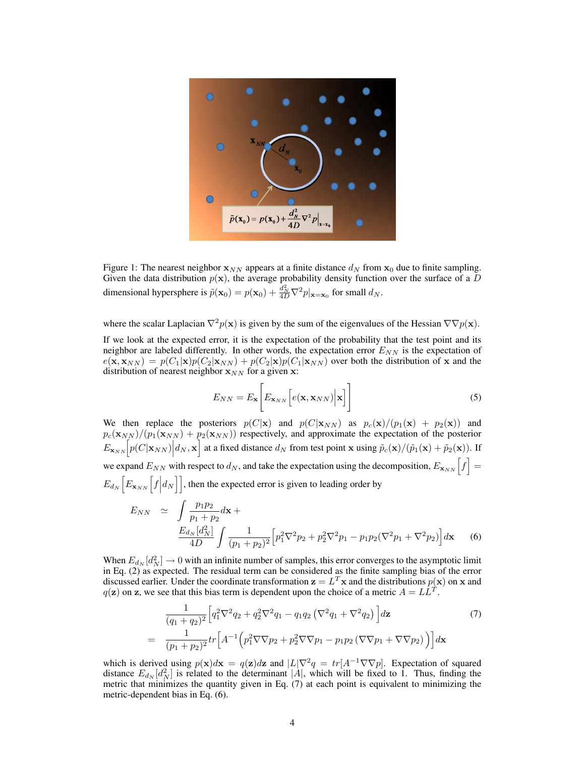Figure 1: The nearest neighbor $\mathbf{x}_{NN}$ appears at a finite distance $d_N$ from $\mathbf{x}_0$ due to finite sampling. Given the data distribution $p(\mathbf{x})$, the average probability density function over the surface of a $D$ dimensional hypersphere is $\tilde{p}(\mathbf{x}_0) = p(\mathbf{x}_0) + \frac{d_N^2}{4D}\nabla^2 p|_{\mathbf{x}=\mathbf{x}_0}$ for small $d_N$.

where the scalar Laplacian $\nabla^2 p(\mathbf{x})$ is given by the sum of the eigenvalues of the Hessian $\nabla\nabla p(\mathbf{x})$.

If we look at the expected error, it is the expectation of the probability that the test point and its neighbor are labeled differently. In other words, the expectation error $E_{NN}$ is the expectation of $e(\mathbf{x}, \mathbf{x}_{NN}) = p(C_1|\mathbf{x})p(C_2|\mathbf{x}_{NN}) + p(C_2|\mathbf{x})p(C_1|\mathbf{x}_{NN})$ over both the distribution of $\mathbf{x}$ and the distribution of nearest neighbor $\mathbf{x}_{NN}$ for a given $\mathbf{x}$:

$$E_{NN} = E_{\mathbf{x}}\left[E_{\mathbf{x}_{NN}}\left[e(\mathbf{x}, \mathbf{x}_{NN})\Big|\mathbf{x}\right]\right] \tag{5}$$

We then replace the posteriors $p(C|\mathbf{x})$ and $p(C|\mathbf{x}_{NN})$ as $p_c(\mathbf{x})/(p_1(\mathbf{x}) + p_2(\mathbf{x}))$ and $p_c(\mathbf{x}_{NN})/(p_1(\mathbf{x}_{NN}) + p_2(\mathbf{x}_{NN}))$ respectively, and approximate the expectation of the posterior $E_{\mathbf{x}_{NN}}\left[p(C|\mathbf{x}_{NN})\Big|d_N, \mathbf{x}\right]$ at a fixed distance $d_N$ from test point $\mathbf{x}$ using $\tilde{p}_c(\mathbf{x})/(\tilde{p}_1(\mathbf{x}) + \tilde{p}_2(\mathbf{x}))$. If we expand $E_{NN}$ with respect to $d_N$, and take the expectation using the decomposition, $E_{\mathbf{x}_{NN}}\left[f\right] = E_{d_N}\left[E_{\mathbf{x}_{NN}}\left[f\Big|d_N\right]\right]$, then the expected error is given to leading order by

$$\begin{aligned} E_{NN} \quad &\simeq \quad \int \frac{p_1 p_2}{p_1 + p_2} d\mathbf{x} + \\ &\frac{E_{d_N}[d_N^2]}{4D} \int \frac{1}{(p_1 + p_2)^2}\Big[p_1^2\nabla^2 p_2 + p_2^2\nabla^2 p_1 - p_1 p_2(\nabla^2 p_1 + \nabla^2 p_2)\Big] d\mathbf{x} \end{aligned} \tag{6}$$

When $E_{d_N}[d_N^2] \to 0$ with an infinite number of samples, this error converges to the asymptotic limit in Eq. (2) as expected. The residual term can be considered as the finite sampling bias of the error discussed earlier. Under the coordinate transformation $\mathbf{z} = L^T\mathbf{x}$ and the distributions $p(\mathbf{x})$ on $\mathbf{x}$ and $q(\mathbf{z})$ on $\mathbf{z}$, we see that this bias term is dependent upon the choice of a metric $A = LL^T$.

$$\begin{aligned} &\frac{1}{(q_1 + q_2)^2}\Big[q_1^2\nabla^2 q_2 + q_2^2\nabla^2 q_1 - q_1 q_2\left(\nabla^2 q_1 + \nabla^2 q_2\right)\Big] d\mathbf{z} \\ = \quad &\frac{1}{(p_1 + p_2)^2} tr\Big[A^{-1}\Big(p_1^2\nabla\nabla p_2 + p_2^2\nabla\nabla p_1 - p_1 p_2\left(\nabla\nabla p_1 + \nabla\nabla p_2\right)\Big)\Big] d\mathbf{x} \end{aligned} \tag{7}$$

which is derived using $p(\mathbf{x})d\mathbf{x} = q(\mathbf{z})d\mathbf{z}$ and $|L|\nabla^2 q = tr[A^{-1}\nabla\nabla p]$. Expectation of squared distance $E_{d_N}[d_N^2]$ is related to the determinant $|A|$, which will be fixed to 1. Thus, finding the metric that minimizes the quantity given in Eq. (7) at each point is equivalent to minimizing the metric-dependent bias in Eq. (6).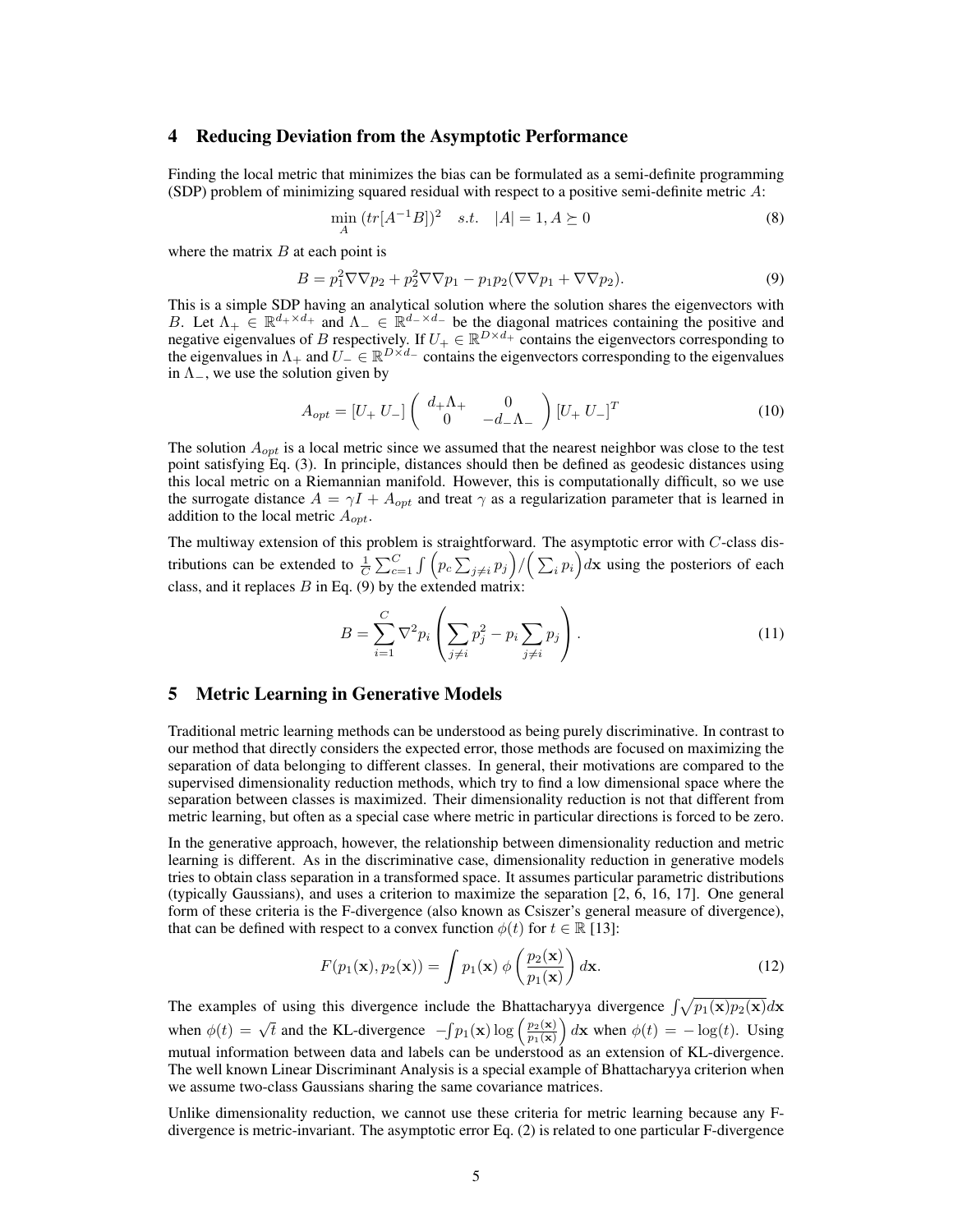## 4 Reducing Deviation from the Asymptotic Performance

Finding the local metric that minimizes the bias can be formulated as a semi-definite programming (SDP) problem of minimizing squared residual with respect to a positive semi-definite metric $A$:

$$\min_{A} \left(tr[A^{-1}B]\right)^2 \quad s.t. \quad |A| = 1, A \succeq 0 \tag{8}$$

where the matrix $B$ at each point is

$$B = p_1^2 \nabla\nabla p_2 + p_2^2 \nabla\nabla p_1 - p_1 p_2 (\nabla\nabla p_1 + \nabla\nabla p_2). \tag{9}$$

This is a simple SDP having an analytical solution where the solution shares the eigenvectors with $B$. Let $\Lambda_+ \in \mathbb{R}^{d_+ \times d_+}$ and $\Lambda_- \in \mathbb{R}^{d_- \times d_-}$ be the diagonal matrices containing the positive and negative eigenvalues of $B$ respectively. If $U_+ \in \mathbb{R}^{D \times d_+}$ contains the eigenvectors corresponding to the eigenvalues in $\Lambda_+$ and $U_- \in \mathbb{R}^{D \times d_-}$ contains the eigenvectors corresponding to the eigenvalues in $\Lambda_-$, we use the solution given by

$$A_{opt} = [U_+ \; U_-] \begin{pmatrix} d_+ \Lambda_+ & 0 \\ 0 & -d_- \Lambda_- \end{pmatrix} [U_+ \; U_-]^T \tag{10}$$

The solution $A_{opt}$ is a local metric since we assumed that the nearest neighbor was close to the test point satisfying Eq. (3). In principle, distances should then be defined as geodesic distances using this local metric on a Riemannian manifold. However, this is computationally difficult, so we use the surrogate distance $A = \gamma I + A_{opt}$ and treat $\gamma$ as a regularization parameter that is learned in addition to the local metric $A_{opt}$.

The multiway extension of this problem is straightforward. The asymptotic error with $C$-class distributions can be extended to $\frac{1}{C}\sum_{c=1}^{C} \int \left(p_c \sum_{j \neq i} p_j\right) / \left(\sum_i p_i\right) d\mathbf{x}$ using the posteriors of each class, and it replaces $B$ in Eq. (9) by the extended matrix:

$$B = \sum_{i=1}^{C} \nabla^2 p_i \left( \sum_{j \neq i} p_j^2 - p_i \sum_{j \neq i} p_j \right). \tag{11}$$

## 5 Metric Learning in Generative Models

Traditional metric learning methods can be understood as being purely discriminative. In contrast to our method that directly considers the expected error, those methods are focused on maximizing the separation of data belonging to different classes. In general, their motivations are compared to the supervised dimensionality reduction methods, which try to find a low dimensional space where the separation between classes is maximized. Their dimensionality reduction is not that different from metric learning, but often as a special case where metric in particular directions is forced to be zero.

In the generative approach, however, the relationship between dimensionality reduction and metric learning is different. As in the discriminative case, dimensionality reduction in generative models tries to obtain class separation in a transformed space. It assumes particular parametric distributions (typically Gaussians), and uses a criterion to maximize the separation [2, 6, 16, 17]. One general form of these criteria is the F-divergence (also known as Csiszer's general measure of divergence), that can be defined with respect to a convex function $\phi(t)$ for $t \in \mathbb{R}$ [13]:

$$F(p_1(\mathbf{x}), p_2(\mathbf{x})) = \int p_1(\mathbf{x}) \, \phi\left(\frac{p_2(\mathbf{x})}{p_1(\mathbf{x})}\right) d\mathbf{x}. \tag{12}$$

The examples of using this divergence include the Bhattacharyya divergence $\int \sqrt{p_1(\mathbf{x}) p_2(\mathbf{x})} d\mathbf{x}$ when $\phi(t) = \sqrt{t}$ and the KL-divergence $-\int p_1(\mathbf{x}) \log\left(\frac{p_2(\mathbf{x})}{p_1(\mathbf{x})}\right) d\mathbf{x}$ when $\phi(t) = -\log(t)$. Using mutual information between data and labels can be understood as an extension of KL-divergence. The well known Linear Discriminant Analysis is a special example of Bhattacharyya criterion when we assume two-class Gaussians sharing the same covariance matrices.

Unlike dimensionality reduction, we cannot use these criteria for metric learning because any F-divergence is metric-invariant. The asymptotic error Eq. (2) is related to one particular F-divergence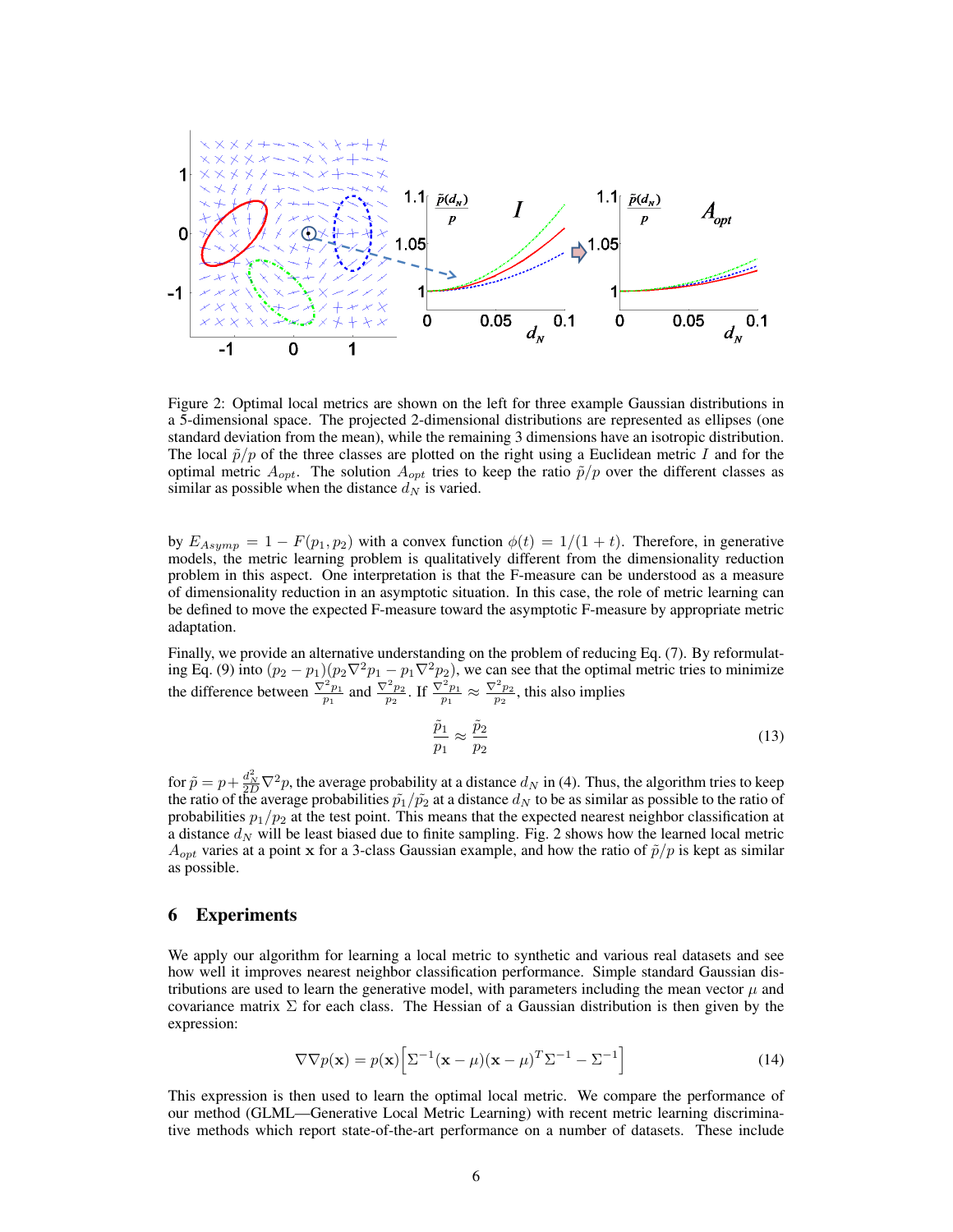1
0
-1
-1 0 1

1.1 $\tilde{p}(d_N)$ / $p$ $I$
1.05
1
0 0.05 0.1
$d_N$

1.1 $\tilde{p}(d_N)$ / $p$ $A_{opt}$
1.05
1
0 0.05 0.1
$d_N$

Figure 2: Optimal local metrics are shown on the left for three example Gaussian distributions in a 5-dimensional space. The projected 2-dimensional distributions are represented as ellipses (one standard deviation from the mean), while the remaining 3 dimensions have an isotropic distribution. The local $\tilde{p}/p$ of the three classes are plotted on the right using a Euclidean metric $I$ and for the optimal metric $A_{opt}$. The solution $A_{opt}$ tries to keep the ratio $\tilde{p}/p$ over the different classes as similar as possible when the distance $d_N$ is varied.

by $E_{Asymp} = 1 - F(p_1, p_2)$ with a convex function $\phi(t) = 1/(1+t)$. Therefore, in generative models, the metric learning problem is qualitatively different from the dimensionality reduction problem in this aspect. One interpretation is that the F-measure can be understood as a measure of dimensionality reduction in an asymptotic situation. In this case, the role of metric learning can be defined to move the expected F-measure toward the asymptotic F-measure by appropriate metric adaptation.

Finally, we provide an alternative understanding on the problem of reducing Eq. (7). By reformulating Eq. (9) into $(p_2 - p_1)(p_2\nabla^2 p_1 - p_1\nabla^2 p_2)$, we can see that the optimal metric tries to minimize the difference between $\frac{\nabla^2 p_1}{p_1}$ and $\frac{\nabla^2 p_2}{p_2}$. If $\frac{\nabla^2 p_1}{p_1} \approx \frac{\nabla^2 p_2}{p_2}$, this also implies

$$\frac{\tilde{p}_1}{p_1} \approx \frac{\tilde{p}_2}{p_2} \tag{13}$$

for $\tilde{p} = p + \frac{d_N^2}{2D}\nabla^2 p$, the average probability at a distance $d_N$ in (4). Thus, the algorithm tries to keep the ratio of the average probabilities $\tilde{p}_1/\tilde{p}_2$ at a distance $d_N$ to be as similar as possible to the ratio of probabilities $p_1/p_2$ at the test point. This means that the expected nearest neighbor classification at a distance $d_N$ will be least biased due to finite sampling. Fig. 2 shows how the learned local metric $A_{opt}$ varies at a point $\mathbf{x}$ for a 3-class Gaussian example, and how the ratio of $\tilde{p}/p$ is kept as similar as possible.

## 6 Experiments

We apply our algorithm for learning a local metric to synthetic and various real datasets and see how well it improves nearest neighbor classification performance. Simple standard Gaussian distributions are used to learn the generative model, with parameters including the mean vector $\mu$ and covariance matrix $\Sigma$ for each class. The Hessian of a Gaussian distribution is then given by the expression:

$$\nabla\nabla p(\mathbf{x}) = p(\mathbf{x})\Big[\Sigma^{-1}(\mathbf{x}-\mu)(\mathbf{x}-\mu)^T\Sigma^{-1} - \Sigma^{-1}\Big] \tag{14}$$

This expression is then used to learn the optimal local metric. We compare the performance of our method (GLML—Generative Local Metric Learning) with recent metric learning discriminative methods which report state-of-the-art performance on a number of datasets. These include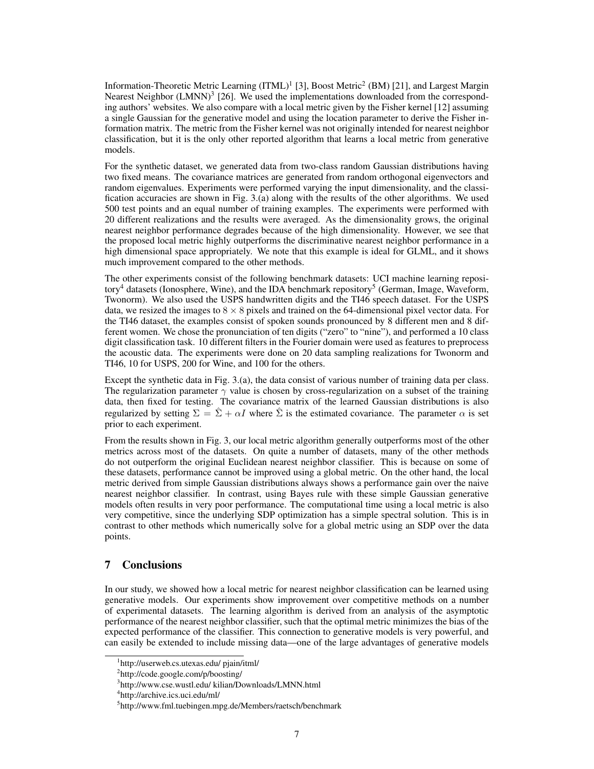Information-Theoretic Metric Learning (ITML)[1] [3], Boost Metric[2] (BM) [21], and Largest Margin Nearest Neighbor (LMNN)[3] [26]. We used the implementations downloaded from the corresponding authors' websites. We also compare with a local metric given by the Fisher kernel [12] assuming a single Gaussian for the generative model and using the location parameter to derive the Fisher information matrix. The metric from the Fisher kernel was not originally intended for nearest neighbor classification, but it is the only other reported algorithm that learns a local metric from generative models.

For the synthetic dataset, we generated data from two-class random Gaussian distributions having two fixed means. The covariance matrices are generated from random orthogonal eigenvectors and random eigenvalues. Experiments were performed varying the input dimensionality, and the classification accuracies are shown in Fig. 3.(a) along with the results of the other algorithms. We used 500 test points and an equal number of training examples. The experiments were performed with 20 different realizations and the results were averaged. As the dimensionality grows, the original nearest neighbor performance degrades because of the high dimensionality. However, we see that the proposed local metric highly outperforms the discriminative nearest neighbor performance in a high dimensional space appropriately. We note that this example is ideal for GLML, and it shows much improvement compared to the other methods.

The other experiments consist of the following benchmark datasets: UCI machine learning repository[4] datasets (Ionosphere, Wine), and the IDA benchmark repository[5] (German, Image, Waveform, Twonorm). We also used the USPS handwritten digits and the TI46 speech dataset. For the USPS data, we resized the images to $8 \times 8$ pixels and trained on the 64-dimensional pixel vector data. For the TI46 dataset, the examples consist of spoken sounds pronounced by 8 different men and 8 different women. We chose the pronunciation of ten digits ("zero" to "nine"), and performed a 10 class digit classification task. 10 different filters in the Fourier domain were used as features to preprocess the acoustic data. The experiments were done on 20 data sampling realizations for Twonorm and TI46, 10 for USPS, 200 for Wine, and 100 for the others.

Except the synthetic data in Fig. 3.(a), the data consist of various number of training data per class. The regularization parameter $\gamma$ value is chosen by cross-regularization on a subset of the training data, then fixed for testing. The covariance matrix of the learned Gaussian distributions is also regularized by setting $\Sigma = \hat{\Sigma} + \alpha I$ where $\hat{\Sigma}$ is the estimated covariance. The parameter $\alpha$ is set prior to each experiment.

From the results shown in Fig. 3, our local metric algorithm generally outperforms most of the other metrics across most of the datasets. On quite a number of datasets, many of the other methods do not outperform the original Euclidean nearest neighbor classifier. This is because on some of these datasets, performance cannot be improved using a global metric. On the other hand, the local metric derived from simple Gaussian distributions always shows a performance gain over the naive nearest neighbor classifier. In contrast, using Bayes rule with these simple Gaussian generative models often results in very poor performance. The computational time using a local metric is also very competitive, since the underlying SDP optimization has a simple spectral solution. This is in contrast to other methods which numerically solve for a global metric using an SDP over the data points.

## 7 Conclusions

In our study, we showed how a local metric for nearest neighbor classification can be learned using generative models. Our experiments show improvement over competitive methods on a number of experimental datasets. The learning algorithm is derived from an analysis of the asymptotic performance of the nearest neighbor classifier, such that the optimal metric minimizes the bias of the expected performance of the classifier. This connection to generative models is very powerful, and can easily be extended to include missing data—one of the large advantages of generative models

[1] http://userweb.cs.utexas.edu/ pjain/itml/

[2] http://code.google.com/p/boosting/

[3] http://www.cse.wustl.edu/ kilian/Downloads/LMNN.html

[4] http://archive.ics.uci.edu/ml/

[5] http://www.fml.tuebingen.mpg.de/Members/raetsch/benchmark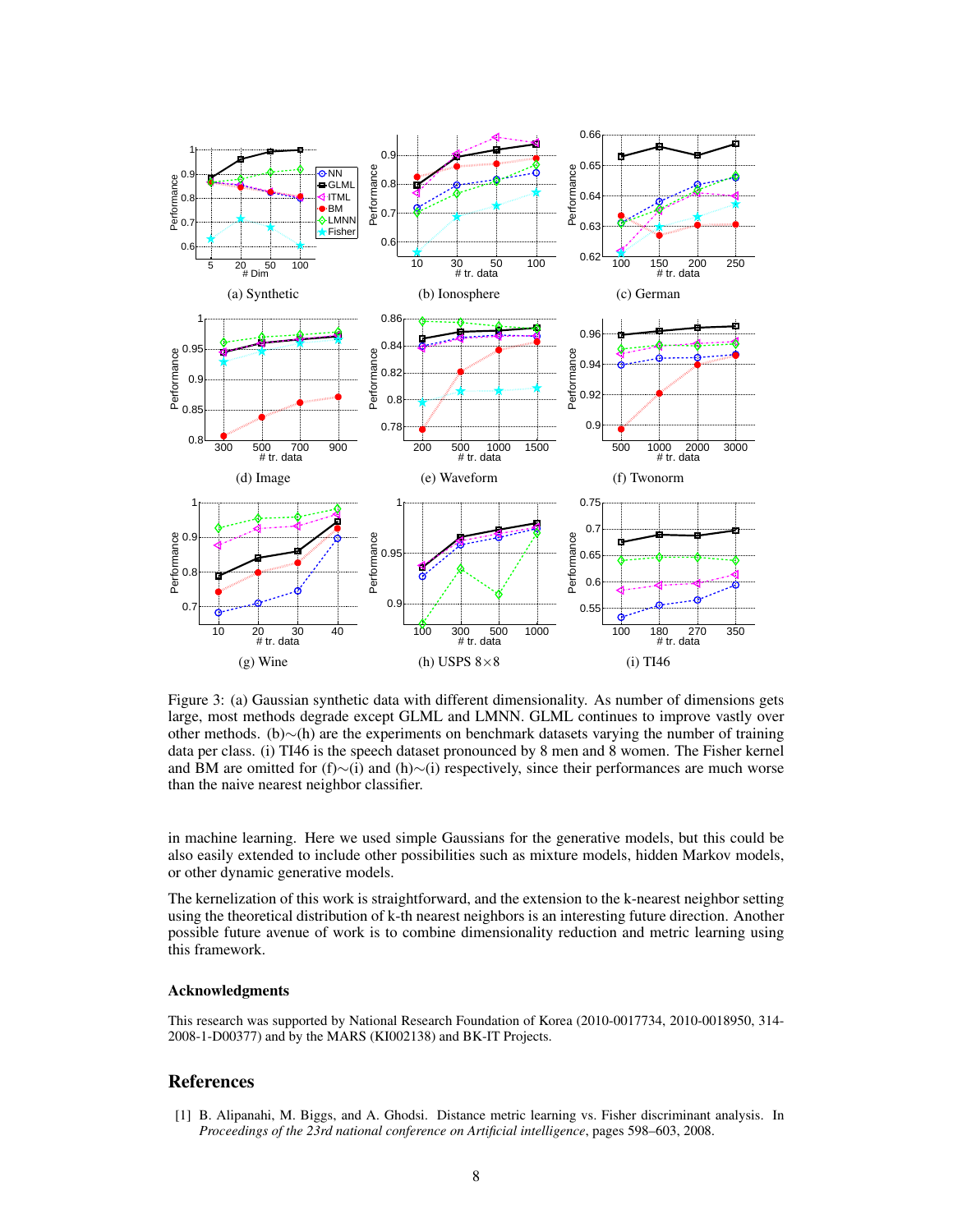(a) Synthetic

Performance

# Dim

5 20 50 100

1 0.9 0.8 0.7 0.6

NN
GLML
ITML
BM
LMNN
Fisher

(b) Ionosphere

Performance

# tr. data

10 30 50 100

0.9 0.8 0.7 0.6

(c) German

Performance

# tr. data

100 150 200 250

0.66 0.65 0.64 0.63 0.62

(d) Image

Performance

# tr. data

300 500 700 900

1 0.95 0.9 0.85 0.8

(e) Waveform

Performance

# tr. data

200 500 1000 1500

0.86 0.84 0.82 0.8 0.78

(f) Twonorm

Performance

# tr. data

500 1000 2000 3000

0.96 0.94 0.92 0.9

(g) Wine

Performance

# tr. data

10 20 30 40

1 0.9 0.8 0.7

(h) USPS 8×8

Performance

# tr. data

100 300 500 1000

1 0.95 0.9

(i) TI46

Performance

# tr. data

100 180 270 350

0.75 0.7 0.65 0.6 0.55

Figure 3: (a) Gaussian synthetic data with different dimensionality. As number of dimensions gets large, most methods degrade except GLML and LMNN. GLML continues to improve vastly over other methods. (b)∼(h) are the experiments on benchmark datasets varying the number of training data per class. (i) TI46 is the speech dataset pronounced by 8 men and 8 women. The Fisher kernel and BM are omitted for (f)∼(i) and (h)∼(i) respectively, since their performances are much worse than the naive nearest neighbor classifier.

in machine learning. Here we used simple Gaussians for the generative models, but this could be also easily extended to include other possibilities such as mixture models, hidden Markov models, or other dynamic generative models.

The kernelization of this work is straightforward, and the extension to the k-nearest neighbor setting using the theoretical distribution of k-th nearest neighbors is an interesting future direction. Another possible future avenue of work is to combine dimensionality reduction and metric learning using this framework.

### Acknowledgments

This research was supported by National Research Foundation of Korea (2010-0017734, 2010-0018950, 314-2008-1-D00377) and by the MARS (KI002138) and BK-IT Projects.

## References

[1] B. Alipanahi, M. Biggs, and A. Ghodsi. Distance metric learning vs. Fisher discriminant analysis. In *Proceedings of the 23rd national conference on Artificial intelligence*, pages 598–603, 2008.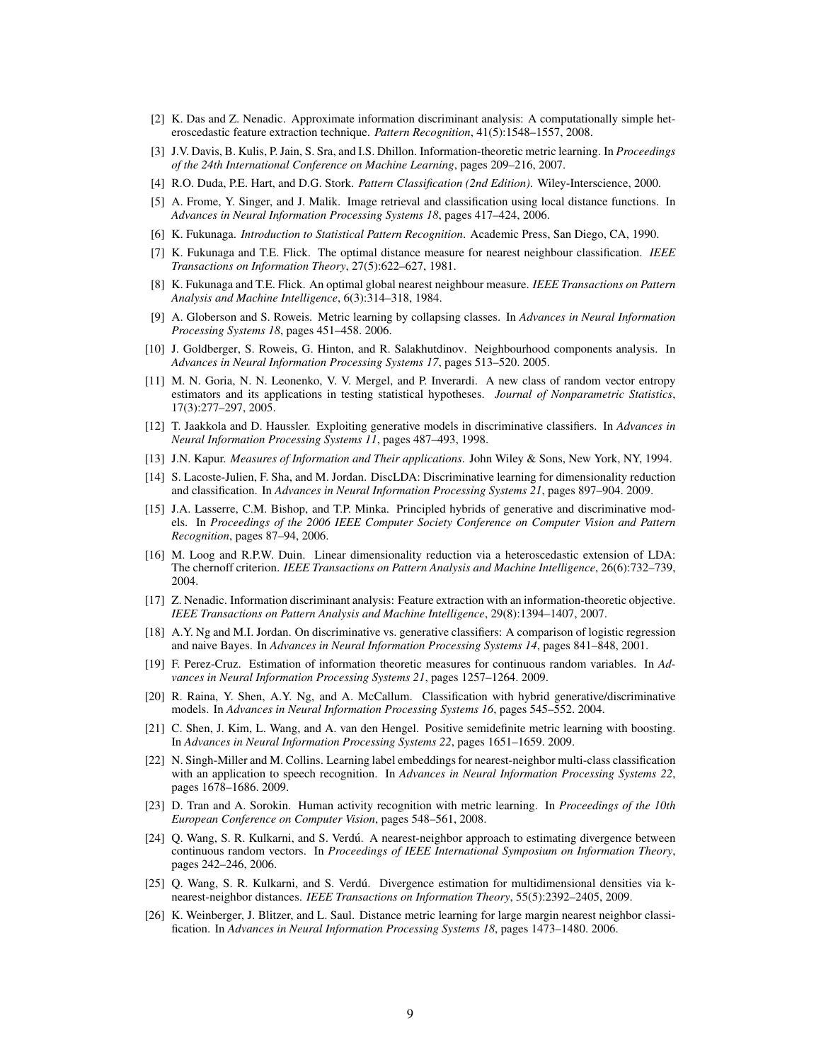[2] K. Das and Z. Nenadic. Approximate information discriminant analysis: A computationally simple heteroscedastic feature extraction technique. *Pattern Recognition*, 41(5):1548–1557, 2008.

[3] J.V. Davis, B. Kulis, P. Jain, S. Sra, and I.S. Dhillon. Information-theoretic metric learning. In *Proceedings of the 24th International Conference on Machine Learning*, pages 209–216, 2007.

[4] R.O. Duda, P.E. Hart, and D.G. Stork. *Pattern Classification (2nd Edition)*. Wiley-Interscience, 2000.

[5] A. Frome, Y. Singer, and J. Malik. Image retrieval and classification using local distance functions. In *Advances in Neural Information Processing Systems 18*, pages 417–424, 2006.

[6] K. Fukunaga. *Introduction to Statistical Pattern Recognition*. Academic Press, San Diego, CA, 1990.

[7] K. Fukunaga and T.E. Flick. The optimal distance measure for nearest neighbour classification. *IEEE Transactions on Information Theory*, 27(5):622–627, 1981.

[8] K. Fukunaga and T.E. Flick. An optimal global nearest neighbour measure. *IEEE Transactions on Pattern Analysis and Machine Intelligence*, 6(3):314–318, 1984.

[9] A. Globerson and S. Roweis. Metric learning by collapsing classes. In *Advances in Neural Information Processing Systems 18*, pages 451–458. 2006.

[10] J. Goldberger, S. Roweis, G. Hinton, and R. Salakhutdinov. Neighbourhood components analysis. In *Advances in Neural Information Processing Systems 17*, pages 513–520. 2005.

[11] M. N. Goria, N. N. Leonenko, V. V. Mergel, and P. Inverardi. A new class of random vector entropy estimators and its applications in testing statistical hypotheses. *Journal of Nonparametric Statistics*, 17(3):277–297, 2005.

[12] T. Jaakkola and D. Haussler. Exploiting generative models in discriminative classifiers. In *Advances in Neural Information Processing Systems 11*, pages 487–493, 1998.

[13] J.N. Kapur. *Measures of Information and Their applications*. John Wiley & Sons, New York, NY, 1994.

[14] S. Lacoste-Julien, F. Sha, and M. Jordan. DiscLDA: Discriminative learning for dimensionality reduction and classification. In *Advances in Neural Information Processing Systems 21*, pages 897–904. 2009.

[15] J.A. Lasserre, C.M. Bishop, and T.P. Minka. Principled hybrids of generative and discriminative models. In *Proceedings of the 2006 IEEE Computer Society Conference on Computer Vision and Pattern Recognition*, pages 87–94, 2006.

[16] M. Loog and R.P.W. Duin. Linear dimensionality reduction via a heteroscedastic extension of LDA: The chernoff criterion. *IEEE Transactions on Pattern Analysis and Machine Intelligence*, 26(6):732–739, 2004.

[17] Z. Nenadic. Information discriminant analysis: Feature extraction with an information-theoretic objective. *IEEE Transactions on Pattern Analysis and Machine Intelligence*, 29(8):1394–1407, 2007.

[18] A.Y. Ng and M.I. Jordan. On discriminative vs. generative classifiers: A comparison of logistic regression and naive Bayes. In *Advances in Neural Information Processing Systems 14*, pages 841–848, 2001.

[19] F. Perez-Cruz. Estimation of information theoretic measures for continuous random variables. In *Advances in Neural Information Processing Systems 21*, pages 1257–1264. 2009.

[20] R. Raina, Y. Shen, A.Y. Ng, and A. McCallum. Classification with hybrid generative/discriminative models. In *Advances in Neural Information Processing Systems 16*, pages 545–552. 2004.

[21] C. Shen, J. Kim, L. Wang, and A. van den Hengel. Positive semidefinite metric learning with boosting. In *Advances in Neural Information Processing Systems 22*, pages 1651–1659. 2009.

[22] N. Singh-Miller and M. Collins. Learning label embeddings for nearest-neighbor multi-class classification with an application to speech recognition. In *Advances in Neural Information Processing Systems 22*, pages 1678–1686. 2009.

[23] D. Tran and A. Sorokin. Human activity recognition with metric learning. In *Proceedings of the 10th European Conference on Computer Vision*, pages 548–561, 2008.

[24] Q. Wang, S. R. Kulkarni, and S. Verdú. A nearest-neighbor approach to estimating divergence between continuous random vectors. In *Proceedings of IEEE International Symposium on Information Theory*, pages 242–246, 2006.

[25] Q. Wang, S. R. Kulkarni, and S. Verdú. Divergence estimation for multidimensional densities via k-nearest-neighbor distances. *IEEE Transactions on Information Theory*, 55(5):2392–2405, 2009.

[26] K. Weinberger, J. Blitzer, and L. Saul. Distance metric learning for large margin nearest neighbor classification. In *Advances in Neural Information Processing Systems 18*, pages 1473–1480. 2006.